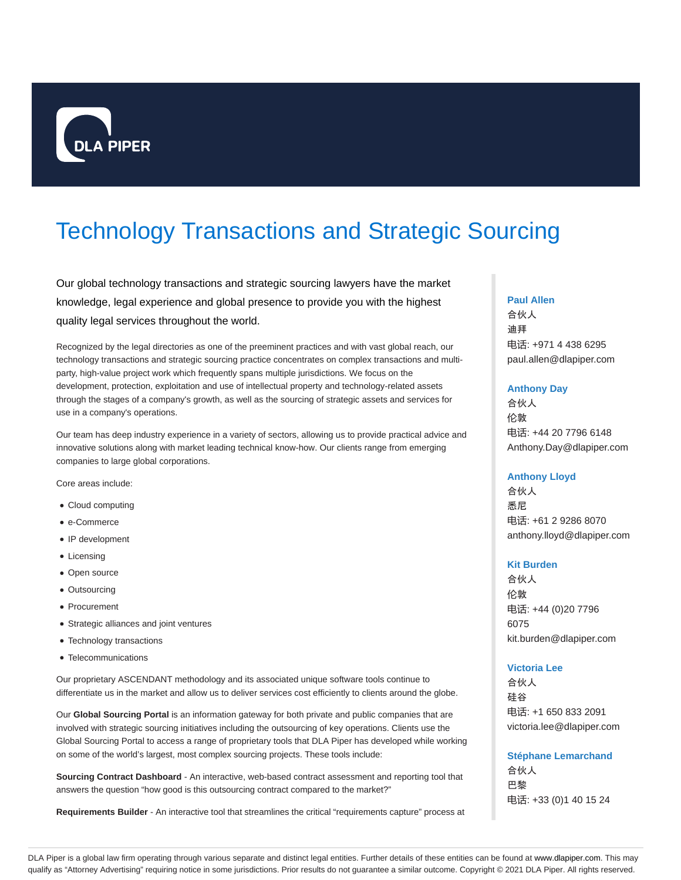DLA PIPER

# Technology Transactions and Strategic Sourcing

Our global technology transactions and strategic sourcing lawyers have the market knowledge, legal experience and global presence to provide you with the highest quality legal services throughout the world.

Recognized by the legal directories as one of the preeminent practices and with vast global reach, our technology transactions and strategic sourcing practice concentrates on complex transactions and multi-party, high-value project work which frequently spans multiple jurisdictions. We focus on the development, protection, exploitation and use of intellectual property and technology-related assets through the stages of a company's growth, as well as the sourcing of strategic assets and services for use in a company's operations.

Our team has deep industry experience in a variety of sectors, allowing us to provide practical advice and innovative solutions along with market leading technical know-how. Our clients range from emerging companies to large global corporations.

Core areas include:

- Cloud computing
- e-Commerce
- IP development
- Licensing
- Open source
- Outsourcing
- Procurement
- Strategic alliances and joint ventures
- Technology transactions
- Telecommunications

Our proprietary ASCENDANT methodology and its associated unique software tools continue to differentiate us in the market and allow us to deliver services cost efficiently to clients around the globe.

Our **Global Sourcing Portal** is an information gateway for both private and public companies that are involved with strategic sourcing initiatives including the outsourcing of key operations. Clients use the Global Sourcing Portal to access a range of proprietary tools that DLA Piper has developed while working on some of the world's largest, most complex sourcing projects. These tools include:

**Sourcing Contract Dashboard** - An interactive, web-based contract assessment and reporting tool that answers the question "how good is this outsourcing contract compared to the market?"

**Requirements Builder** - An interactive tool that streamlines the critical "requirements capture" process at

**Paul Allen**
合伙人
迪拜
电话: +971 4 438 6295
paul.allen@dlapiper.com

**Anthony Day**
合伙人
伦敦
电话: +44 20 7796 6148
Anthony.Day@dlapiper.com

**Anthony Lloyd**
合伙人
悉尼
电话: +61 2 9286 8070
anthony.lloyd@dlapiper.com

**Kit Burden**
合伙人
伦敦
电话: +44 (0)20 7796 6075
kit.burden@dlapiper.com

**Victoria Lee**
合伙人
硅谷
电话: +1 650 833 2091
victoria.lee@dlapiper.com

**Stéphane Lemarchand**
合伙人
巴黎
电话: +33 (0)1 40 15 24

DLA Piper is a global law firm operating through various separate and distinct legal entities. Further details of these entities can be found at www.dlapiper.com. This may qualify as "Attorney Advertising" requiring notice in some jurisdictions. Prior results do not guarantee a similar outcome. Copyright © 2021 DLA Piper. All rights reserved.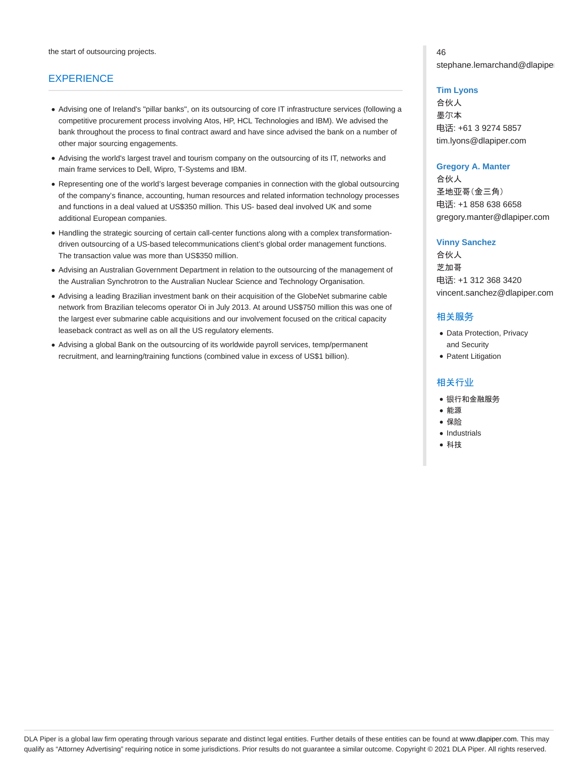the start of outsourcing projects.

## EXPERIENCE

- Advising one of Ireland's "pillar banks", on its outsourcing of core IT infrastructure services (following a competitive procurement process involving Atos, HP, HCL Technologies and IBM). We advised the bank throughout the process to final contract award and have since advised the bank on a number of other major sourcing engagements.
- Advising the world's largest travel and tourism company on the outsourcing of its IT, networks and main frame services to Dell, Wipro, T-Systems and IBM.
- Representing one of the world's largest beverage companies in connection with the global outsourcing of the company's finance, accounting, human resources and related information technology processes and functions in a deal valued at US$350 million. This US- based deal involved UK and some additional European companies.
- Handling the strategic sourcing of certain call-center functions along with a complex transformation-driven outsourcing of a US-based telecommunications client's global order management functions. The transaction value was more than US$350 million.
- Advising an Australian Government Department in relation to the outsourcing of the management of the Australian Synchrotron to the Australian Nuclear Science and Technology Organisation.
- Advising a leading Brazilian investment bank on their acquisition of the GlobeNet submarine cable network from Brazilian telecoms operator Oi in July 2013. At around US$750 million this was one of the largest ever submarine cable acquisitions and our involvement focused on the critical capacity leaseback contract as well as on all the US regulatory elements.
- Advising a global Bank on the outsourcing of its worldwide payroll services, temp/permanent recruitment, and learning/training functions (combined value in excess of US$1 billion).

46
stephane.lemarchand@dlapipe

**Tim Lyons**
合伙人
墨尔本
电话: +61 3 9274 5857
tim.lyons@dlapiper.com

**Gregory A. Manter**
合伙人
圣地亚哥（金三角）
电话: +1 858 638 6658
gregory.manter@dlapiper.com

**Vinny Sanchez**
合伙人
芝加哥
电话: +1 312 368 3420
vincent.sanchez@dlapiper.com

### 相关服务

- Data Protection, Privacy and Security
- Patent Litigation

### 相关行业

- 银行和金融服务
- 能源
- 保险
- Industrials
- 科技

DLA Piper is a global law firm operating through various separate and distinct legal entities. Further details of these entities can be found at www.dlapiper.com. This may qualify as "Attorney Advertising" requiring notice in some jurisdictions. Prior results do not guarantee a similar outcome. Copyright © 2021 DLA Piper. All rights reserved.